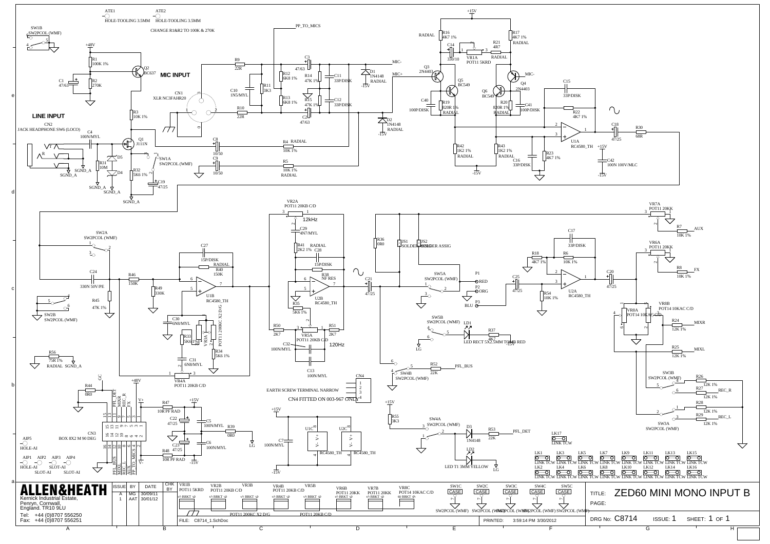# ZED60 MINI MONO INPUT B

**MIC INPUT**

**LINE INPUT**

ATE1 HOLE-TOOLING 3.5MM
ATE2 HOLE-TOOLING 3.5MM

CHANGE R1&R2 TO 100K & 270K

PP_TO_MICS

SW1B SW2PCOL (WMF)

+48V

R1 100K 1%
R2 270K
C1 47/63
Q2 BC637
R3 10K 1%

CN1 XLR NC3FAHR20

R9 22R
R10 22R
C10 1N5/MYL
R11 3K3
R12 6K8 1%
R13 6K8 1%
R14 47K 1%
R15 47K 1%
C3 47/63
C2 47/63
C11 33P/DISK
C12 33P/DISK
D1 1N4148 RADIAL
D2 1N4148 RADIAL
MIC- MIC+

CN2 JACK HEADPHONE SW6 (LOCO)
C4 100N/MYL
Q1 J111N
R31 10M
D5
D4
R32 5K6 1%
C19 47/25
SGND_A
C8 10/50
C9 10/50
R4 RADIAL 10K 1%
R5 10K 1% RADIAL
SW1A SW2PCOL (WMF)

+15V
R16 4K7 1% RADIAL
R17 4K7 1% RADIAL
C14 330/10
VR1A POT11 5KRD
R21 4R7 RADIAL
Q3 2N4403
Q5 BC549
Q6 BC549
Q4 2N4403
C40 100P/DISK
R19 820R 1% RADIAL
R20 820R 1% RADIAL
C41 100P/DISK
R42 1K2 1% RADIAL
R43 1K2 1% RADIAL
C16 33P/DISK
R23 4K7 1%
-15V
C15 33P/DISK
R22 4K7 1%
U1A RC4580_TH
C18 47/25
R30 68R
C42 100N 100V/MLC

SW2A SW2PCOL (WMF)
C24 330N 50V/PE
R45 47K 1%
SW2B SW2PCOL (WMF)
R46 150K
R49 330K
C27 15P/DISK
R40 150K RADIAL
U1B RC4580_TH
C30 6N8/MYL
R33 5K6 1%
VR3A POT11 200KC X2 D/G
R34 5K6 1%
C31 6N8/MYL
VR4A POT11 20KB C/D
R56 75R 1% RADIAL SGND_A

VR2A POT11 20KB C/D
12kHz
C29 4N7/MYL
R41 2K2 1% RADIAL
C28 15P/DISK
R38 NF RES
U2B RC4580_TH
R35 5K6 1%
R50 2K7
R51 2K7
VR5A POT11 20KB C/D
C32 100N/MYL
120Hz
C13 100N/MYL

R36 0R0
JS1 SOLDER ASSIG
JS2 SOLDER ASSIG
C21 47/25
SW5A SW2PCOL (WMF)
P1 RED
P2 ORG
P3 BLU
SW5B SW2PCOL (WMF)
LD1 LED RECT 5X2.5MM TGMB RED
R37 4K7
SW4B SW2PCOL (WMF)
R52 22K
PFL_BUS

C17 33P/DISK
R18 4K7 1%
R6 10K 1%
C25 47/25
R54 10K 1%
U2A RC4580_TH
C20 47/25

VR7A POT11 20KK
R7 10K 1% AUX
VR6A POT11 20KK
R8 10K 1% FX
VR8B POT14 10KAC C/D
VR8A POT14 10KAC C/D
R24 12K 1% MIXR
R25 12K 1% MIXL
SW3B SW2PCOL (WMF)
R26 12K 1%
R27 12K 1% REC_R
R28 12K 1%
R29 12K 1% REC_L
SW3A SW2PCOL (WMF)

R44 0R0
CN3 BOX 8X2 M 90 DEG
PFL_DET, MIXR, REC_R, FX, V+, PFL_BUS, MIXL, REC_L, AUX, PP_TO_MICS, V-
R47 10R PF RAD
R48 10R PF RAD
C22 47/25
C23 47/25
C5 100N/MYL
C6 100N/MYL
R39 0R0
LG
AIP5 HOLE-AI
AIP1 AIP2 AIP3 AIP4 HOLE-AI SLOT-AI SLOT-AI

CN4 EARTH SCREW TERMINAL NARROW
CN4 FITTED ON 003-967 ONLY

C7 100N/MYL
U1C U2C RC4580_TH RC4580_TH

R55 3K3
SW4A SW2PCOL (WMF)
D3 1N4148
R53 22K
PFL_DET
LD2 LED T1 3MM YELLOW

LK17 LINK TCW
LK1–LK16 LINK TCW

| ISSUE | BY | DATE |
|---|---|---|
| A | MG | 30/09/11 |
| 1 | AAT | 30/01/12 |

VR1B POT11 5KRD; VR2B POT11 20KB C/D; VR3B POT11 200KC X2 D/G; VR4B POT11 20KB C/D; VR5B POT11 20KB C/D; VR6B POT11 20KK; VR7B POT11 20KK; VR8C POT14 10KAC C/D

SW1C, SW2C, SW3C, SW4C, SW5C — SW2PCOL (WMF)

**ALLEN&HEATH**
Kernick Industrial Estate,
Penryn, Cornwall,
England. TR10 9LU
Tel: +44 (0)8707 556250
Fax: +44 (0)8707 556251

FILE: C8714_1.SchDoc
PRINTED: 3:59:14 PM 3/30/2012

TITLE: ZED60 MINI MONO INPUT B

DRG No: C8714 ISSUE: 1 SHEET: 1 OF 1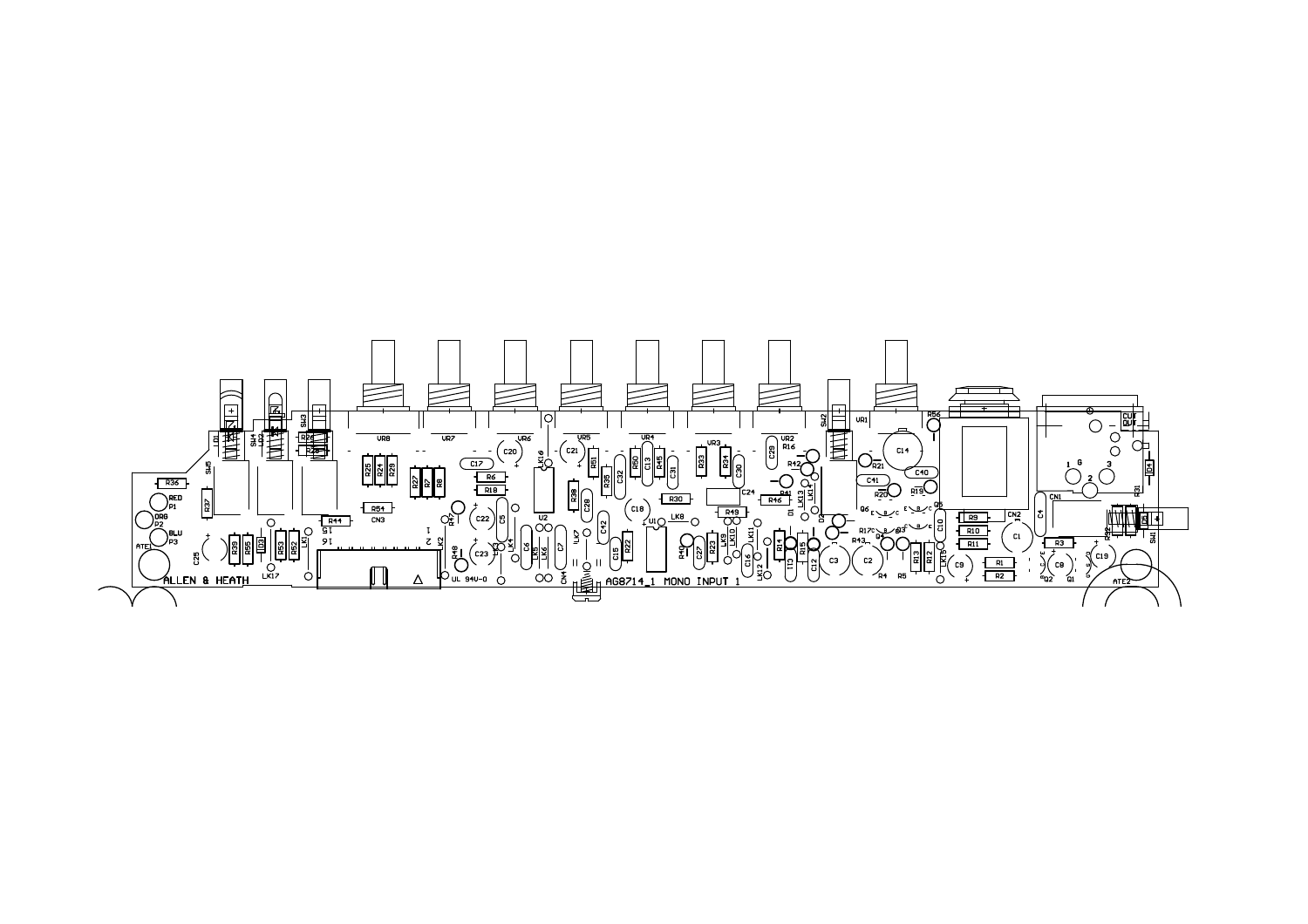ALLEN & HEATH

AG8714_1 MONO INPUT 1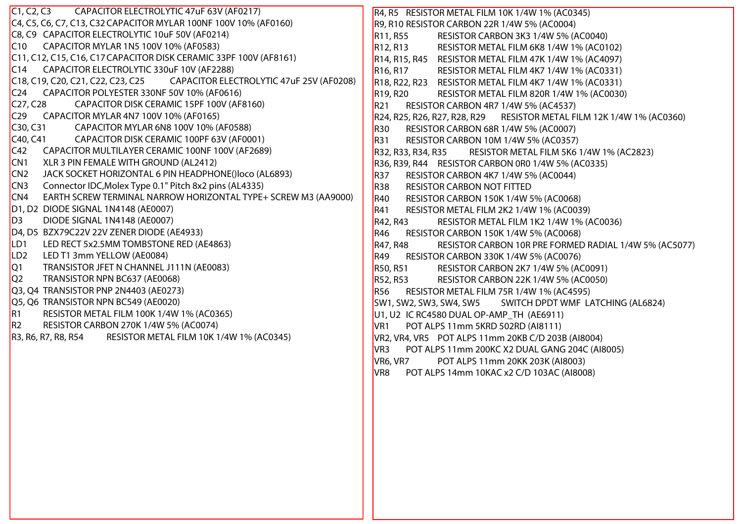C1, C2, C3 CAPACITOR ELECTROLYTIC 47uF 63V (AF0217)
C4, C5, C6, C7, C13, C32 CAPACITOR MYLAR 100NF 100V 10% (AF0160)
C8, C9 CAPACITOR ELECTROLYTIC 10uF 50V (AF0214)
C10 CAPACITOR MYLAR 1N5 100V 10% (AF0583)
C11, C12, C15, C16, C17 CAPACITOR DISK CERAMIC 33PF 100V (AF8161)
C14 CAPACITOR ELECTROLYTIC 330uF 10V (AF2288)
C18, C19, C20, C21, C22, C23, C25 CAPACITOR ELECTROLYTIC 47uF 25V (AF0208)
C24 CAPACITOR POLYESTER 330NF 50V 10% (AF0616)
C27, C28 CAPACITOR DISK CERAMIC 15PF 100V (AF8160)
C29 CAPACITOR MYLAR 4N7 100V 10% (AF0165)
C30, C31 CAPACITOR MYLAR 6N8 100V 10% (AF0588)
C40, C41 CAPACITOR DISK CERAMIC 100PF 63V (AF0001)
C42 CAPACITOR MULTILAYER CERAMIC 100NF 100V (AF2689)
CN1 XLR 3 PIN FEMALE WITH GROUND (AL2412)
CN2 JACK SOCKET HORIZONTAL 6 PIN HEADPHONE()loco (AL6893)
CN3 Connector IDC,Molex Type 0.1" Pitch 8x2 pins (AL4335)
CN4 EARTH SCREW TERMINAL NARROW HORIZONTAL TYPE+ SCREW M3 (AA9000)
D1, D2 DIODE SIGNAL 1N4148 (AE0007)
D3 DIODE SIGNAL 1N4148 (AE0007)
D4, D5 BZX79C22V 22V ZENER DIODE (AE4933)
LD1 LED RECT 5x2.5MM TOMBSTONE RED (AE4863)
LD2 LED T1 3mm YELLOW (AE0084)
Q1 TRANSISTOR JFET N CHANNEL J111N (AE0083)
Q2 TRANSISTOR NPN BC637 (AE0068)
Q3, Q4 TRANSISTOR PNP 2N4403 (AE0273)
Q5, Q6 TRANSISTOR NPN BC549 (AE0020)
R1 RESISTOR METAL FILM 100K 1/4W 1% (AC0365)
R2 RESISTOR CARBON 270K 1/4W 5% (AC0074)
R3, R6, R7, R8, R54 RESISTOR METAL FILM 10K 1/4W 1% (AC0345)

R4, R5 RESISTOR METAL FILM 10K 1/4W 1% (AC0345)
R9, R10 RESISTOR CARBON 22R 1/4W 5% (AC0004)
R11, R55 RESISTOR CARBON 3K3 1/4W 5% (AC0040)
R12, R13 RESISTOR METAL FILM 6K8 1/4W 1% (AC0102)
R14, R15, R45 RESISTOR METAL FILM 47K 1/4W 1% (AC4097)
R16, R17 RESISTOR METAL FILM 4K7 1/4W 1% (AC0331)
R18, R22, R23 RESISTOR METAL FILM 4K7 1/4W 1% (AC0331)
R19, R20 RESISTOR METAL FILM 820R 1/4W 1% (AC0030)
R21 RESISTOR CARBON 4R7 1/4W 5% (AC4537)
R24, R25, R26, R27, R28, R29 RESISTOR METAL FILM 12K 1/4W 1% (AC0360)
R30 RESISTOR CARBON 68R 1/4W 5% (AC0007)
R31 RESISTOR CARBON 10M 1/4W 5% (AC0357)
R32, R33, R34, R35 RESISTOR METAL FILM 5K6 1/4W 1% (AC2823)
R36, R39, R44 RESISTOR CARBON 0R0 1/4W 5% (AC0335)
R37 RESISTOR CARBON 4K7 1/4W 5% (AC0044)
R38 RESISTOR CARBON NOT FITTED
R40 RESISTOR CARBON 150K 1/4W 5% (AC0068)
R41 RESISTOR METAL FILM 2K2 1/4W 1% (AC0039)
R42, R43 RESISTOR METAL FILM 1K2 1/4W 1% (AC0036)
R46 RESISTOR CARBON 150K 1/4W 5% (AC0068)
R47, R48 RESISTOR CARBON 10R PRE FORMED RADIAL 1/4W 5% (AC5077)
R49 RESISTOR CARBON 330K 1/4W 5% (AC0076)
R50, R51 RESISTOR CARBON 2K7 1/4W 5% (AC0091)
R52, R53 RESISTOR CARBON 22K 1/4W 5% (AC0050)
R56 RESISTOR METAL FILM 75R 1/4W 1% (AC4595)
SW1, SW2, SW3, SW4, SW5 SWITCH DPDT WMF LATCHING (AL6824)
U1, U2 IC RC4580 DUAL OP-AMP_TH (AE6911)
VR1 POT ALPS 11mm 5KRD 502RD (AI8111)
VR2, VR4, VR5 POT ALPS 11mm 20KB C/D 203B (AI8004)
VR3 POT ALPS 11mm 200KC X2 DUAL GANG 204C (AI8005)
VR6, VR7 POT ALPS 11mm 20KK 203K (AI8003)
VR8 POT ALPS 14mm 10KAC x2 C/D 103AC (AI8008)